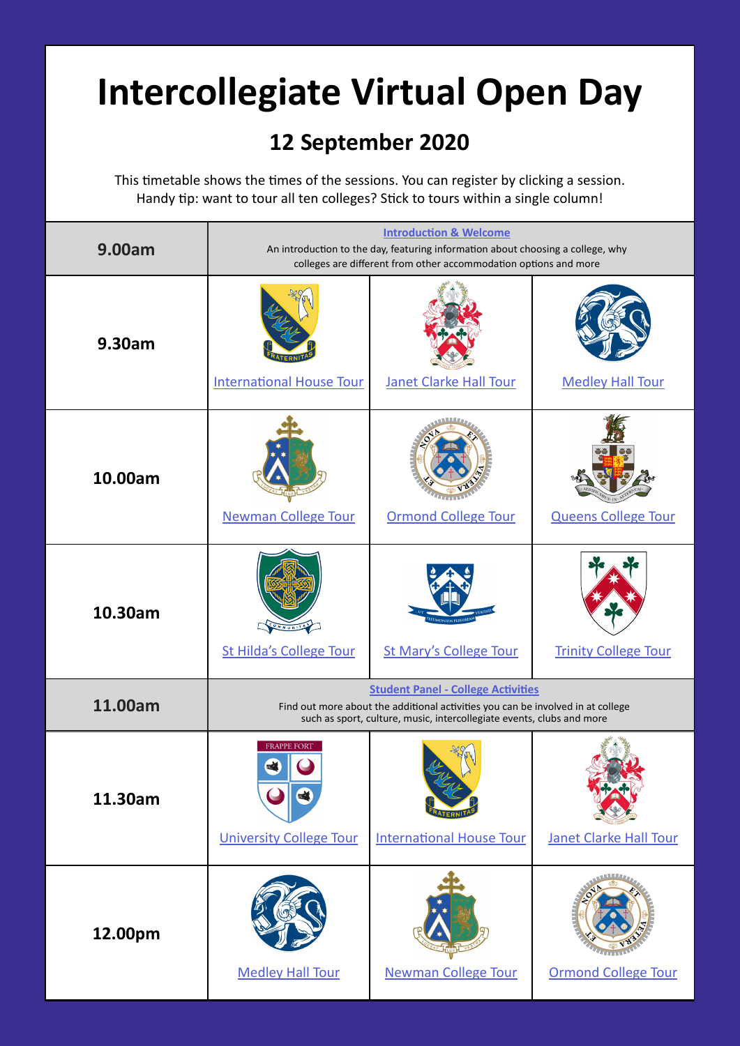# Intercollegiate Virtual Open Day

## 12 September 2020

This timetable shows the times of the sessions. You can register by clicking a session.
Handy tip: want to tour all ten colleges? Stick to tours within a single column!

| Time | | | |
|---|---|---|---|
| **9.00am** | **Introduction & Welcome** An introduction to the day, featuring information about choosing a college, why colleges are different from other accommodation options and more | | |
| **9.30am** | International House Tour | Janet Clarke Hall Tour | Medley Hall Tour |
| **10.00am** | Newman College Tour | Ormond College Tour | Queens College Tour |
| **10.30am** | St Hilda's College Tour | St Mary's College Tour | Trinity College Tour |
| **11.00am** | **Student Panel - College Activities** Find out more about the additional activities you can be involved in at college such as sport, culture, music, intercollegiate events, clubs and more | | |
| **11.30am** | University College Tour | International House Tour | Janet Clarke Hall Tour |
| **12.00pm** | Medley Hall Tour | Newman College Tour | Ormond College Tour |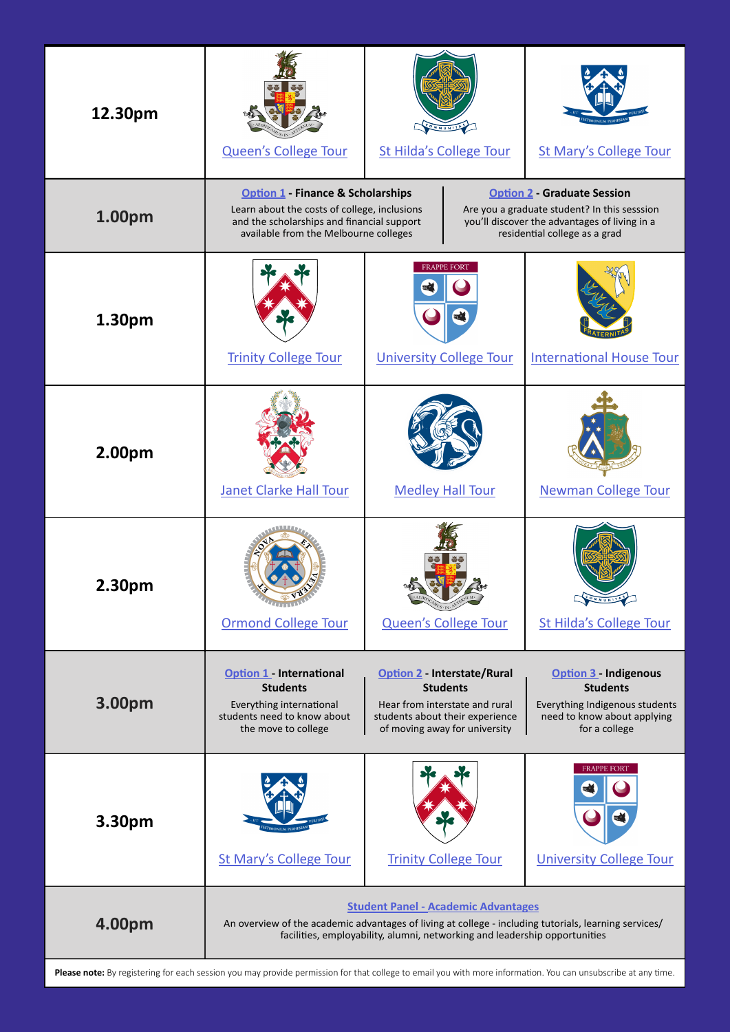| | | | |
|---|---|---|---|
| **12.30pm** | Queen's College Tour | St Hilda's College Tour | St Mary's College Tour |
| **1.00pm** | Option 1 - **Finance & Scholarships** Learn about the costs of college, inclusions and the scholarships and financial support available from the Melbourne colleges | Option 2 - **Graduate Session** Are you a graduate student? In this sesssion you'll discover the advantages of living in a residential college as a grad | |
| **1.30pm** | Trinity College Tour | University College Tour | International House Tour |
| **2.00pm** | Janet Clarke Hall Tour | Medley Hall Tour | Newman College Tour |
| **2.30pm** | Ormond College Tour | Queen's College Tour | St Hilda's College Tour |
| **3.00pm** | Option 1 - **International Students** Everything international students need to know about the move to college | Option 2 - **Interstate/Rural Students** Hear from interstate and rural students about their experience of moving away for university | Option 3 - **Indigenous Students** Everything Indigenous students need to know about applying for a college |
| **3.30pm** | St Mary's College Tour | Trinity College Tour | University College Tour |
| **4.00pm** | Student Panel - Academic Advantages An overview of the academic advantages of living at college - including tutorials, learning services/ facilities, employability, alumni, networking and leadership opportunities | | |

**Please note:** By registering for each session you may provide permission for that college to email you with more information. You can unsubscribe at any time.